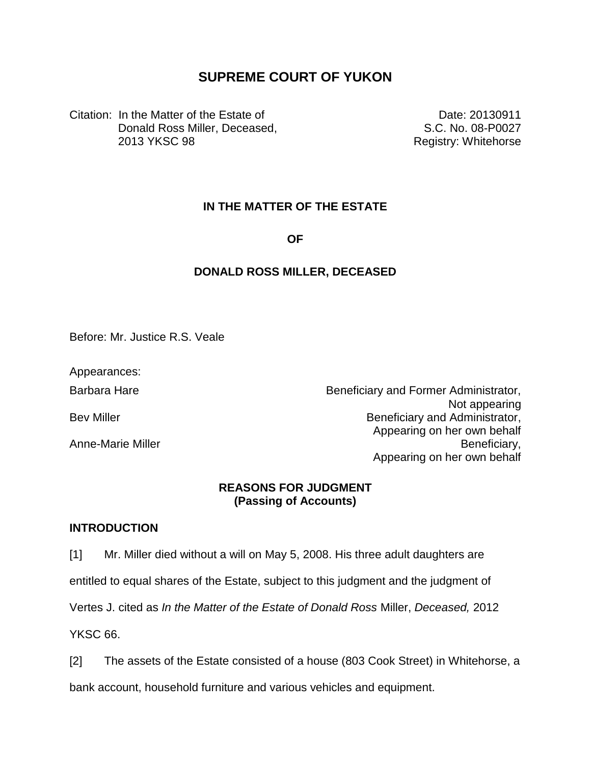# SUPREME COURT OF YUKON

Citation: In the Matter of the Estate of Donald Ross Miller, Deceased, 2013 YKSC 98

Date: 20130911
S.C. No. 08-P0027
Registry: Whitehorse

**IN THE MATTER OF THE ESTATE**

**OF**

**DONALD ROSS MILLER, DECEASED**

Before: Mr. Justice R.S. Veale

Appearances:

| | |
|---|---|
| Barbara Hare | Beneficiary and Former Administrator, Not appearing |
| Bev Miller | Beneficiary and Administrator, Appearing on her own behalf |
| Anne-Marie Miller | Beneficiary, Appearing on her own behalf |

**REASONS FOR JUDGMENT**
**(Passing of Accounts)**

## INTRODUCTION

[1] Mr. Miller died without a will on May 5, 2008. His three adult daughters are entitled to equal shares of the Estate, subject to this judgment and the judgment of Vertes J. cited as *In the Matter of the Estate of Donald Ross* Miller, *Deceased,* 2012 YKSC 66.

[2] The assets of the Estate consisted of a house (803 Cook Street) in Whitehorse, a bank account, household furniture and various vehicles and equipment.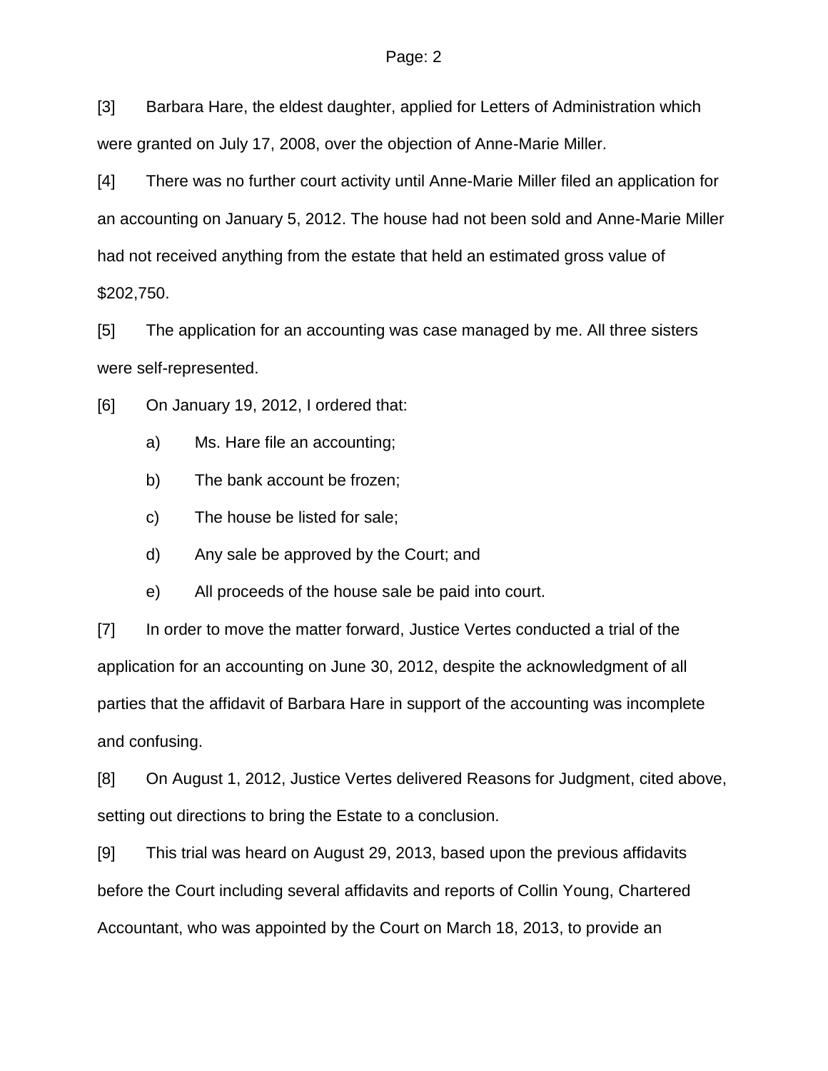[3] Barbara Hare, the eldest daughter, applied for Letters of Administration which were granted on July 17, 2008, over the objection of Anne-Marie Miller.

[4] There was no further court activity until Anne-Marie Miller filed an application for an accounting on January 5, 2012. The house had not been sold and Anne-Marie Miller had not received anything from the estate that held an estimated gross value of $202,750.

[5] The application for an accounting was case managed by me. All three sisters were self-represented.

[6] On January 19, 2012, I ordered that:

a) Ms. Hare file an accounting;

b) The bank account be frozen;

c) The house be listed for sale;

d) Any sale be approved by the Court; and

e) All proceeds of the house sale be paid into court.

[7] In order to move the matter forward, Justice Vertes conducted a trial of the application for an accounting on June 30, 2012, despite the acknowledgment of all parties that the affidavit of Barbara Hare in support of the accounting was incomplete and confusing.

[8] On August 1, 2012, Justice Vertes delivered Reasons for Judgment, cited above, setting out directions to bring the Estate to a conclusion.

[9] This trial was heard on August 29, 2013, based upon the previous affidavits before the Court including several affidavits and reports of Collin Young, Chartered Accountant, who was appointed by the Court on March 18, 2013, to provide an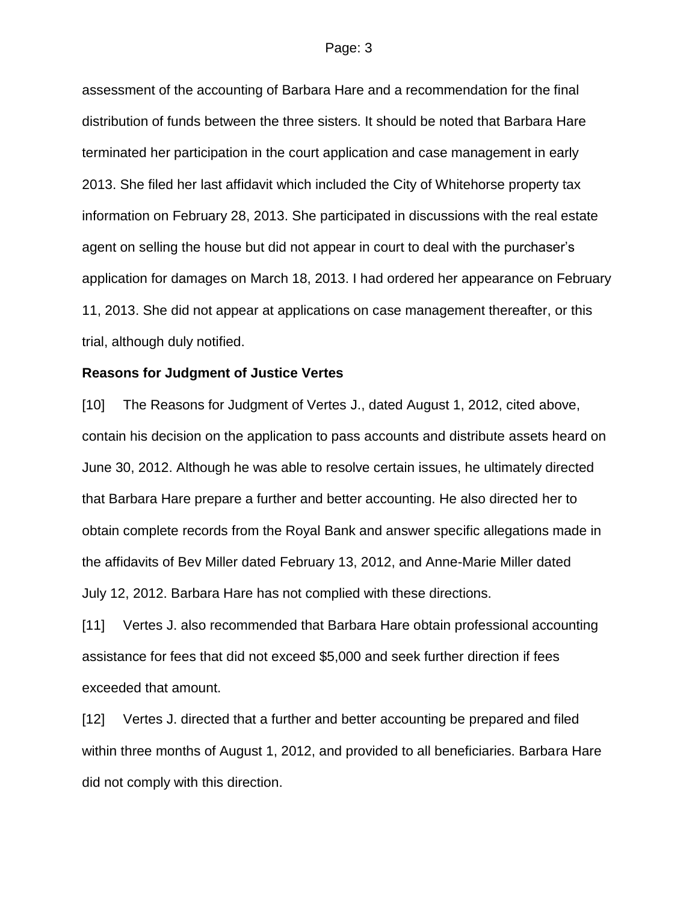assessment of the accounting of Barbara Hare and a recommendation for the final distribution of funds between the three sisters. It should be noted that Barbara Hare terminated her participation in the court application and case management in early 2013. She filed her last affidavit which included the City of Whitehorse property tax information on February 28, 2013. She participated in discussions with the real estate agent on selling the house but did not appear in court to deal with the purchaser's application for damages on March 18, 2013. I had ordered her appearance on February 11, 2013. She did not appear at applications on case management thereafter, or this trial, although duly notified.

**Reasons for Judgment of Justice Vertes**

[10] The Reasons for Judgment of Vertes J., dated August 1, 2012, cited above, contain his decision on the application to pass accounts and distribute assets heard on June 30, 2012. Although he was able to resolve certain issues, he ultimately directed that Barbara Hare prepare a further and better accounting. He also directed her to obtain complete records from the Royal Bank and answer specific allegations made in the affidavits of Bev Miller dated February 13, 2012, and Anne-Marie Miller dated July 12, 2012. Barbara Hare has not complied with these directions.

[11] Vertes J. also recommended that Barbara Hare obtain professional accounting assistance for fees that did not exceed $5,000 and seek further direction if fees exceeded that amount.

[12] Vertes J. directed that a further and better accounting be prepared and filed within three months of August 1, 2012, and provided to all beneficiaries. Barbara Hare did not comply with this direction.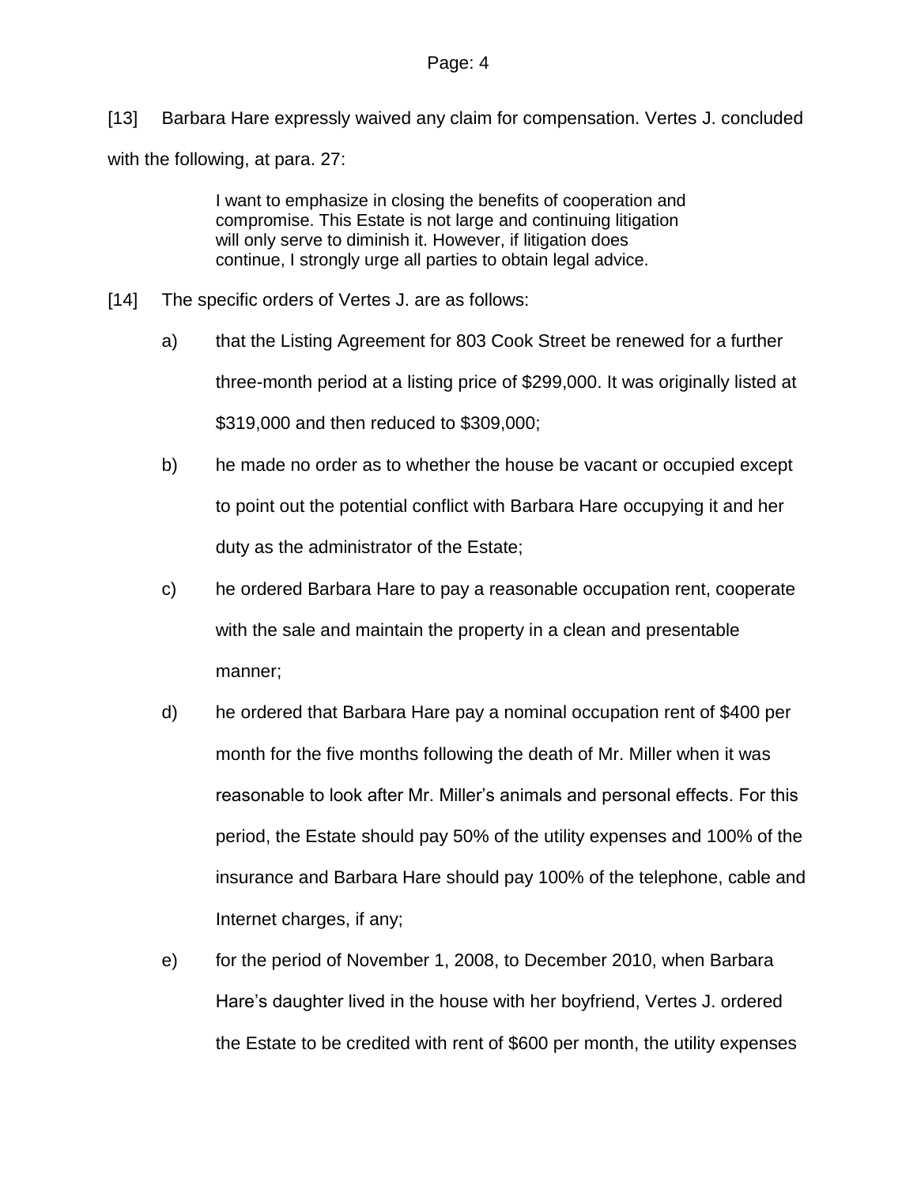[13] Barbara Hare expressly waived any claim for compensation. Vertes J. concluded with the following, at para. 27:

> I want to emphasize in closing the benefits of cooperation and compromise. This Estate is not large and continuing litigation will only serve to diminish it. However, if litigation does continue, I strongly urge all parties to obtain legal advice.

[14] The specific orders of Vertes J. are as follows:

a) that the Listing Agreement for 803 Cook Street be renewed for a further three-month period at a listing price of $299,000. It was originally listed at $319,000 and then reduced to $309,000;

b) he made no order as to whether the house be vacant or occupied except to point out the potential conflict with Barbara Hare occupying it and her duty as the administrator of the Estate;

c) he ordered Barbara Hare to pay a reasonable occupation rent, cooperate with the sale and maintain the property in a clean and presentable manner;

d) he ordered that Barbara Hare pay a nominal occupation rent of $400 per month for the five months following the death of Mr. Miller when it was reasonable to look after Mr. Miller's animals and personal effects. For this period, the Estate should pay 50% of the utility expenses and 100% of the insurance and Barbara Hare should pay 100% of the telephone, cable and Internet charges, if any;

e) for the period of November 1, 2008, to December 2010, when Barbara Hare's daughter lived in the house with her boyfriend, Vertes J. ordered the Estate to be credited with rent of $600 per month, the utility expenses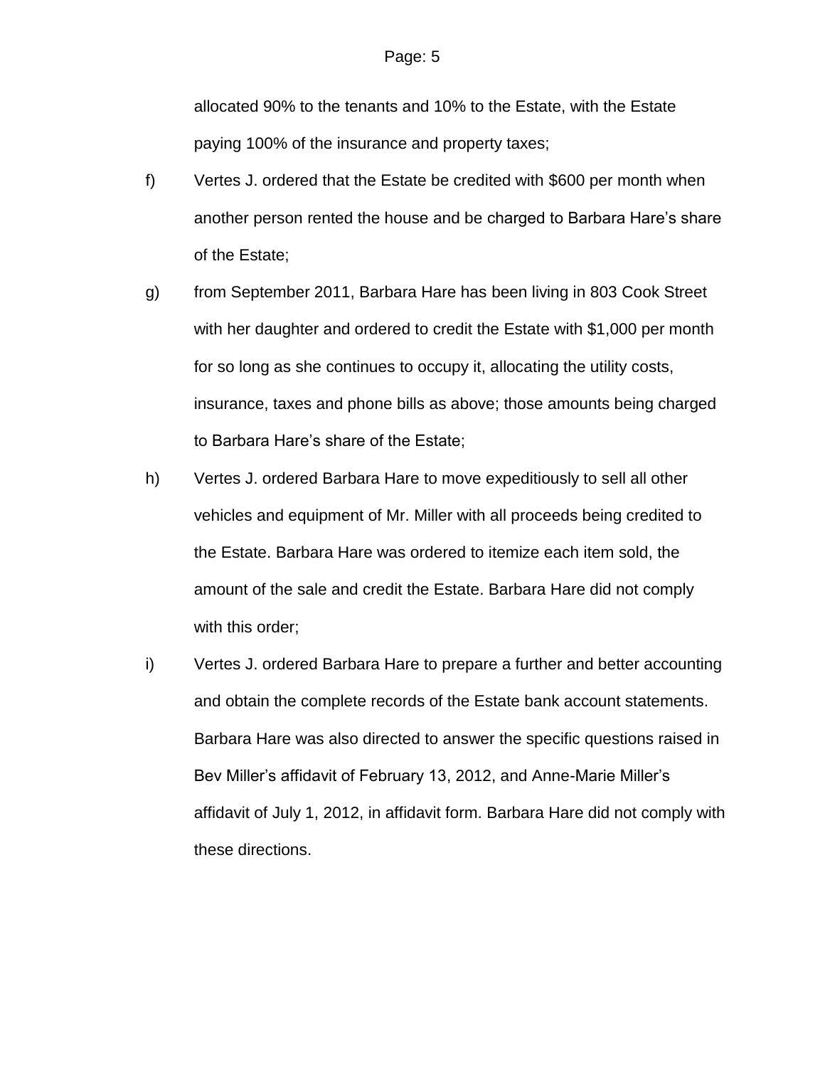allocated 90% to the tenants and 10% to the Estate, with the Estate paying 100% of the insurance and property taxes;

f) Vertes J. ordered that the Estate be credited with $600 per month when another person rented the house and be charged to Barbara Hare's share of the Estate;

g) from September 2011, Barbara Hare has been living in 803 Cook Street with her daughter and ordered to credit the Estate with $1,000 per month for so long as she continues to occupy it, allocating the utility costs, insurance, taxes and phone bills as above; those amounts being charged to Barbara Hare's share of the Estate;

h) Vertes J. ordered Barbara Hare to move expeditiously to sell all other vehicles and equipment of Mr. Miller with all proceeds being credited to the Estate. Barbara Hare was ordered to itemize each item sold, the amount of the sale and credit the Estate. Barbara Hare did not comply with this order;

i) Vertes J. ordered Barbara Hare to prepare a further and better accounting and obtain the complete records of the Estate bank account statements. Barbara Hare was also directed to answer the specific questions raised in Bev Miller's affidavit of February 13, 2012, and Anne-Marie Miller's affidavit of July 1, 2012, in affidavit form. Barbara Hare did not comply with these directions.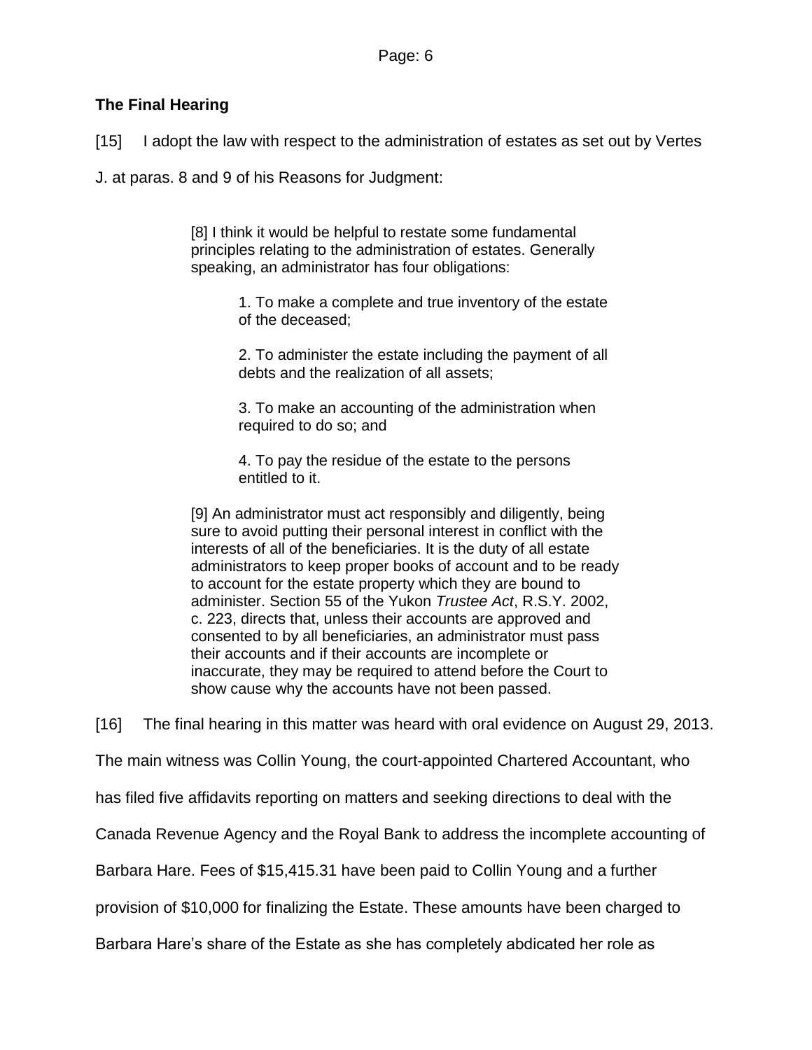## The Final Hearing

[15] I adopt the law with respect to the administration of estates as set out by Vertes J. at paras. 8 and 9 of his Reasons for Judgment:

> [8] I think it would be helpful to restate some fundamental principles relating to the administration of estates. Generally speaking, an administrator has four obligations:
>
> 1. To make a complete and true inventory of the estate of the deceased;
>
> 2. To administer the estate including the payment of all debts and the realization of all assets;
>
> 3. To make an accounting of the administration when required to do so; and
>
> 4. To pay the residue of the estate to the persons entitled to it.
>
> [9] An administrator must act responsibly and diligently, being sure to avoid putting their personal interest in conflict with the interests of all of the beneficiaries. It is the duty of all estate administrators to keep proper books of account and to be ready to account for the estate property which they are bound to administer. Section 55 of the Yukon *Trustee Act*, R.S.Y. 2002, c. 223, directs that, unless their accounts are approved and consented to by all beneficiaries, an administrator must pass their accounts and if their accounts are incomplete or inaccurate, they may be required to attend before the Court to show cause why the accounts have not been passed.

[16] The final hearing in this matter was heard with oral evidence on August 29, 2013. The main witness was Collin Young, the court-appointed Chartered Accountant, who has filed five affidavits reporting on matters and seeking directions to deal with the Canada Revenue Agency and the Royal Bank to address the incomplete accounting of Barbara Hare. Fees of $15,415.31 have been paid to Collin Young and a further provision of $10,000 for finalizing the Estate. These amounts have been charged to Barbara Hare's share of the Estate as she has completely abdicated her role as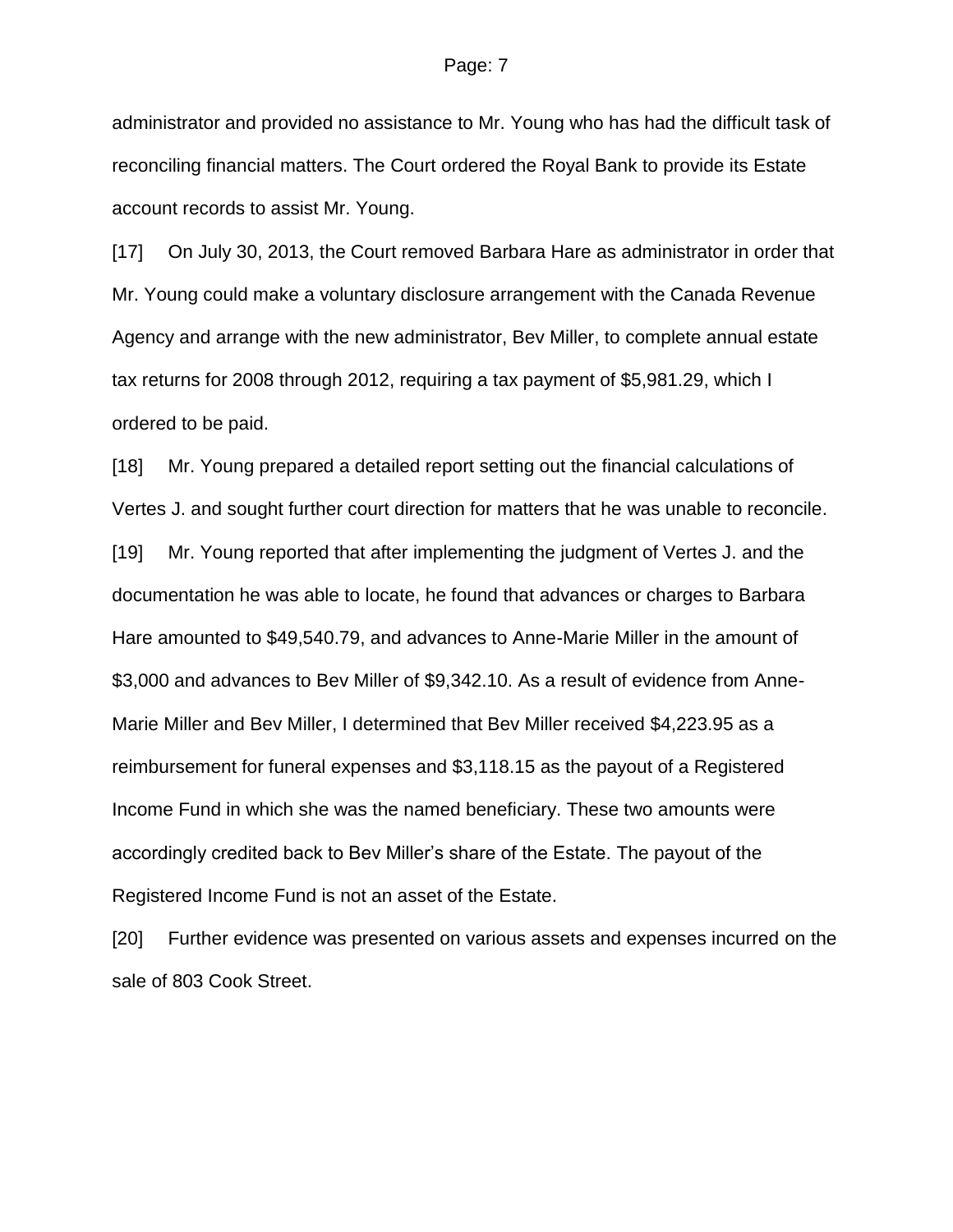administrator and provided no assistance to Mr. Young who has had the difficult task of reconciling financial matters. The Court ordered the Royal Bank to provide its Estate account records to assist Mr. Young.

[17] On July 30, 2013, the Court removed Barbara Hare as administrator in order that Mr. Young could make a voluntary disclosure arrangement with the Canada Revenue Agency and arrange with the new administrator, Bev Miller, to complete annual estate tax returns for 2008 through 2012, requiring a tax payment of $5,981.29, which I ordered to be paid.

[18] Mr. Young prepared a detailed report setting out the financial calculations of Vertes J. and sought further court direction for matters that he was unable to reconcile.

[19] Mr. Young reported that after implementing the judgment of Vertes J. and the documentation he was able to locate, he found that advances or charges to Barbara Hare amounted to $49,540.79, and advances to Anne-Marie Miller in the amount of $3,000 and advances to Bev Miller of $9,342.10. As a result of evidence from Anne-Marie Miller and Bev Miller, I determined that Bev Miller received $4,223.95 as a reimbursement for funeral expenses and $3,118.15 as the payout of a Registered Income Fund in which she was the named beneficiary. These two amounts were accordingly credited back to Bev Miller's share of the Estate. The payout of the Registered Income Fund is not an asset of the Estate.

[20] Further evidence was presented on various assets and expenses incurred on the sale of 803 Cook Street.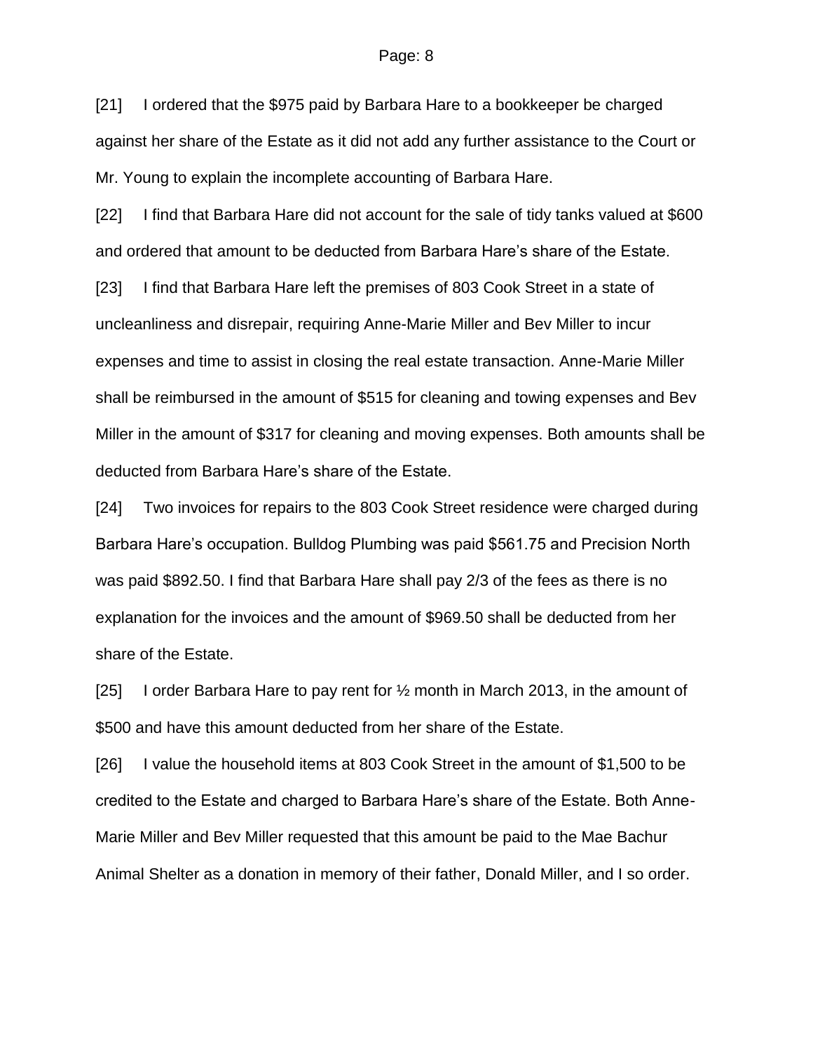[21] I ordered that the $975 paid by Barbara Hare to a bookkeeper be charged against her share of the Estate as it did not add any further assistance to the Court or Mr. Young to explain the incomplete accounting of Barbara Hare.

[22] I find that Barbara Hare did not account for the sale of tidy tanks valued at $600 and ordered that amount to be deducted from Barbara Hare's share of the Estate.

[23] I find that Barbara Hare left the premises of 803 Cook Street in a state of uncleanliness and disrepair, requiring Anne-Marie Miller and Bev Miller to incur expenses and time to assist in closing the real estate transaction. Anne-Marie Miller shall be reimbursed in the amount of $515 for cleaning and towing expenses and Bev Miller in the amount of $317 for cleaning and moving expenses. Both amounts shall be deducted from Barbara Hare's share of the Estate.

[24] Two invoices for repairs to the 803 Cook Street residence were charged during Barbara Hare's occupation. Bulldog Plumbing was paid $561.75 and Precision North was paid $892.50. I find that Barbara Hare shall pay 2/3 of the fees as there is no explanation for the invoices and the amount of $969.50 shall be deducted from her share of the Estate.

[25] I order Barbara Hare to pay rent for ½ month in March 2013, in the amount of $500 and have this amount deducted from her share of the Estate.

[26] I value the household items at 803 Cook Street in the amount of $1,500 to be credited to the Estate and charged to Barbara Hare's share of the Estate. Both Anne-Marie Miller and Bev Miller requested that this amount be paid to the Mae Bachur Animal Shelter as a donation in memory of their father, Donald Miller, and I so order.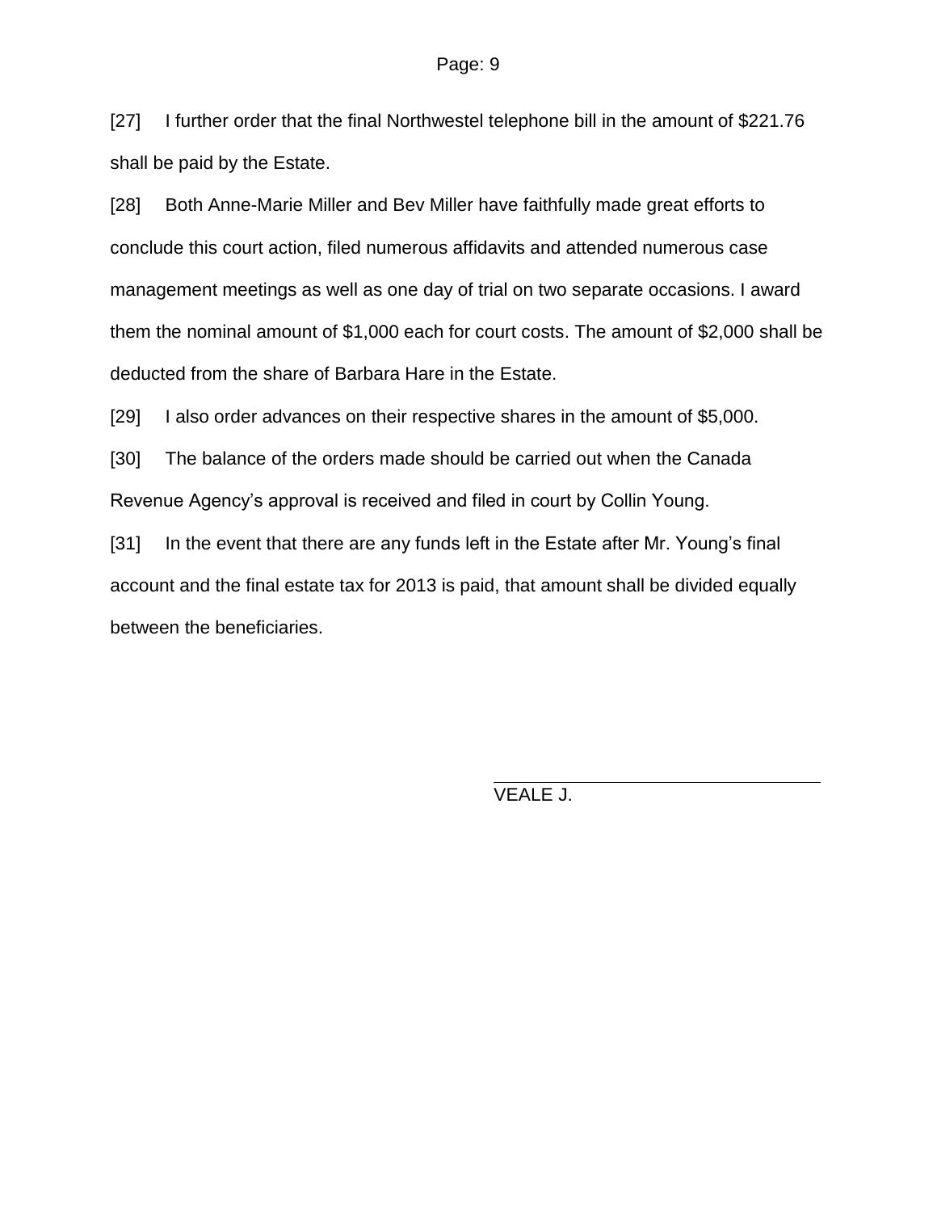[27] I further order that the final Northwestel telephone bill in the amount of $221.76 shall be paid by the Estate.

[28] Both Anne-Marie Miller and Bev Miller have faithfully made great efforts to conclude this court action, filed numerous affidavits and attended numerous case management meetings as well as one day of trial on two separate occasions. I award them the nominal amount of $1,000 each for court costs. The amount of $2,000 shall be deducted from the share of Barbara Hare in the Estate.

[29] I also order advances on their respective shares in the amount of $5,000.

[30] The balance of the orders made should be carried out when the Canada Revenue Agency's approval is received and filed in court by Collin Young.

[31] In the event that there are any funds left in the Estate after Mr. Young's final account and the final estate tax for 2013 is paid, that amount shall be divided equally between the beneficiaries.

\_\_\_\_\_\_\_\_\_\_\_\_\_\_\_\_\_\_\_\_\_\_\_\_\_\_\_\_\_\_\_\_

VEALE J.